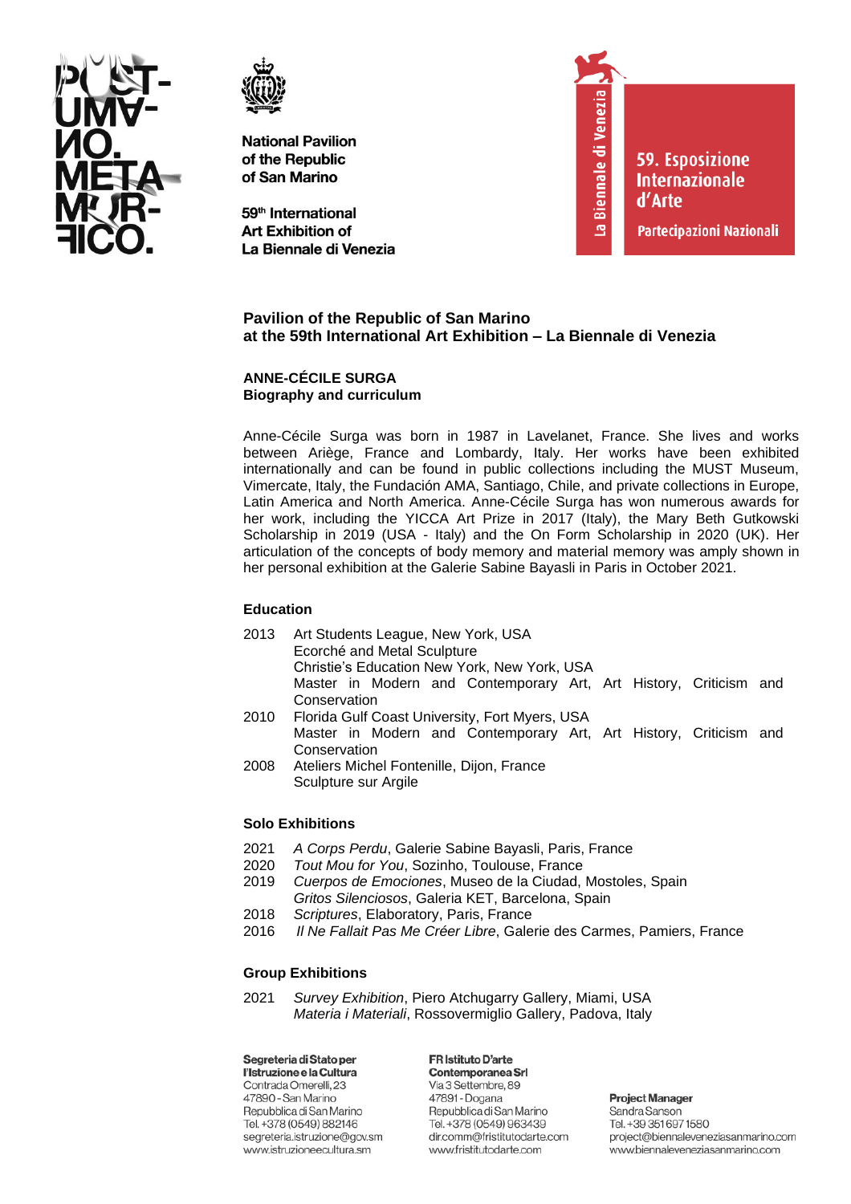National Pavilion of the Republic of San Marino

59th International Art Exhibition of La Biennale di Venezia

La Biennale di Venezia

59. Esposizione Internazionale d'Arte

Partecipazioni Nazionali

## Pavilion of the Republic of San Marino at the 59th International Art Exhibition – La Biennale di Venezia

### ANNE-CÉCILE SURGA
**Biography and curriculum**

Anne-Cécile Surga was born in 1987 in Lavelanet, France. She lives and works between Ariège, France and Lombardy, Italy. Her works have been exhibited internationally and can be found in public collections including the MUST Museum, Vimercate, Italy, the Fundación AMA, Santiago, Chile, and private collections in Europe, Latin America and North America. Anne-Cécile Surga has won numerous awards for her work, including the YICCA Art Prize in 2017 (Italy), the Mary Beth Gutkowski Scholarship in 2019 (USA - Italy) and the On Form Scholarship in 2020 (UK). Her articulation of the concepts of body memory and material memory was amply shown in her personal exhibition at the Galerie Sabine Bayasli in Paris in October 2021.

### Education

2013 Art Students League, New York, USA
Ecorché and Metal Sculpture
Christie's Education New York, New York, USA
Master in Modern and Contemporary Art, Art History, Criticism and Conservation

2010 Florida Gulf Coast University, Fort Myers, USA
Master in Modern and Contemporary Art, Art History, Criticism and Conservation

2008 Ateliers Michel Fontenille, Dijon, France
Sculpture sur Argile

### Solo Exhibitions

2021 *A Corps Perdu*, Galerie Sabine Bayasli, Paris, France
2020 *Tout Mou for You*, Sozinho, Toulouse, France
2019 *Cuerpos de Emociones*, Museo de la Ciudad, Mostoles, Spain
*Gritos Silenciosos*, Galeria KET, Barcelona, Spain
2018 *Scriptures*, Elaboratory, Paris, France
2016 *Il Ne Fallait Pas Me Créer Libre*, Galerie des Carmes, Pamiers, France

### Group Exhibitions

2021 *Survey Exhibition*, Piero Atchugarry Gallery, Miami, USA
*Materia i Materiali*, Rossovermiglio Gallery, Padova, Italy

**Segreteria di Stato per l'Istruzione e la Cultura**
Contrada Omerelli, 23
47890 - San Marino
Repubblica di San Marino
Tel. +378 (0549) 882146
segreteria.istruzione@gov.sm
www.istruzioneecultura.sm

**FR Istituto D'arte Contemporanea Srl**
Via 3 Settembre, 89
47891 - Dogana
Repubblica di San Marino
Tel. +378 (0549) 963439
dir.comm@fristitutodarte.com
www.fristitutodarte.com

**Project Manager**
Sandra Sanson
Tel. +39 351 697 1580
project@biennaleveneziasanmarino.com
www.biennaleveneziasanmarino.com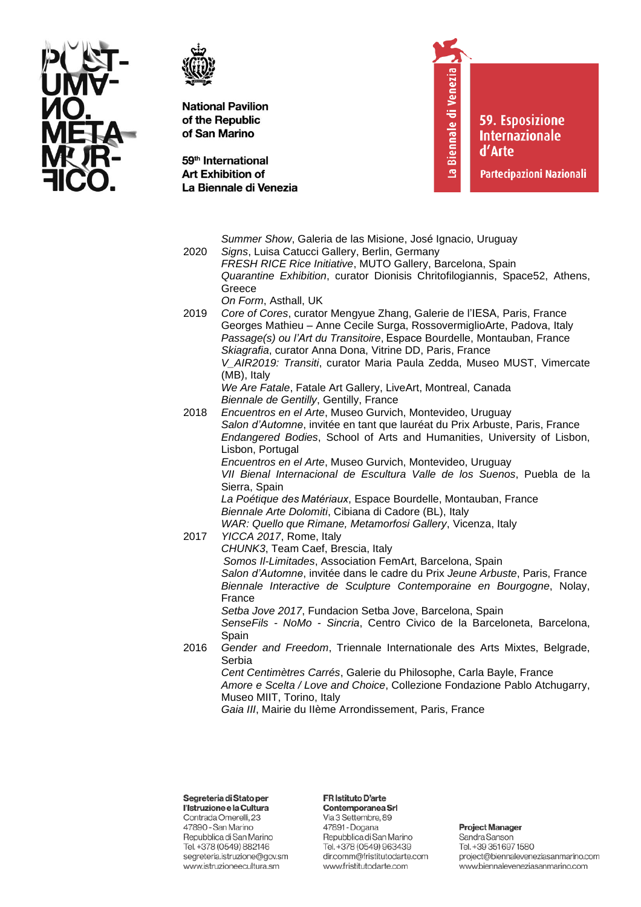*Summer Show*, Galeria de las Misione, José Ignacio, Uruguay

2020 *Signs*, Luisa Catucci Gallery, Berlin, Germany
*FRESH RICE Rice Initiative*, MUTO Gallery, Barcelona, Spain
*Quarantine Exhibition*, curator Dionisis Chritofilogiannis, Space52, Athens, Greece
*On Form*, Asthall, UK

2019 *Core of Cores*, curator Mengyue Zhang, Galerie de l'IESA, Paris, France
Georges Mathieu – Anne Cecile Surga, RossovermiglioArte, Padova, Italy
*Passage(s) ou l'Art du Transitoire*, Espace Bourdelle, Montauban, France
*Skiagrafia*, curator Anna Dona, Vitrine DD, Paris, France
*V_AIR2019: Transiti*, curator Maria Paula Zedda, Museo MUST, Vimercate (MB), Italy
*We Are Fatale*, Fatale Art Gallery, LiveArt, Montreal, Canada
*Biennale de Gentilly*, Gentilly, France

2018 *Encuentros en el Arte*, Museo Gurvich, Montevideo, Uruguay
*Salon d'Automne*, invitée en tant que lauréat du Prix Arbuste, Paris, France
*Endangered Bodies*, School of Arts and Humanities, University of Lisbon, Lisbon, Portugal
*Encuentros en el Arte*, Museo Gurvich, Montevideo, Uruguay
*VII Bienal Internacional de Escultura Valle de los Suenos*, Puebla de la Sierra, Spain
*La Poétique des Matériaux*, Espace Bourdelle, Montauban, France
*Biennale Arte Dolomiti*, Cibiana di Cadore (BL), Italy
*WAR: Quello que Rimane, Metamorfosi Gallery*, Vicenza, Italy

2017 *YICCA 2017*, Rome, Italy
*CHUNK3*, Team Caef, Brescia, Italy
*Somos Il-Limitades*, Association FemArt, Barcelona, Spain
*Salon d'Automne*, invitée dans le cadre du Prix *Jeune Arbuste*, Paris, France
*Biennale Interactive de Sculpture Contemporaine en Bourgogne*, Nolay, France
*Setba Jove 2017*, Fundacion Setba Jove, Barcelona, Spain
*SenseFils - NoMo - Sincria*, Centro Civico de la Barceloneta, Barcelona, Spain

2016 *Gender and Freedom*, Triennale Internationale des Arts Mixtes, Belgrade, Serbia
*Cent Centimètres Carrés*, Galerie du Philosophe, Carla Bayle, France
*Amore e Scelta / Love and Choice*, Collezione Fondazione Pablo Atchugarry, Museo MIIT, Torino, Italy
*Gaia III*, Mairie du IIème Arrondissement, Paris, France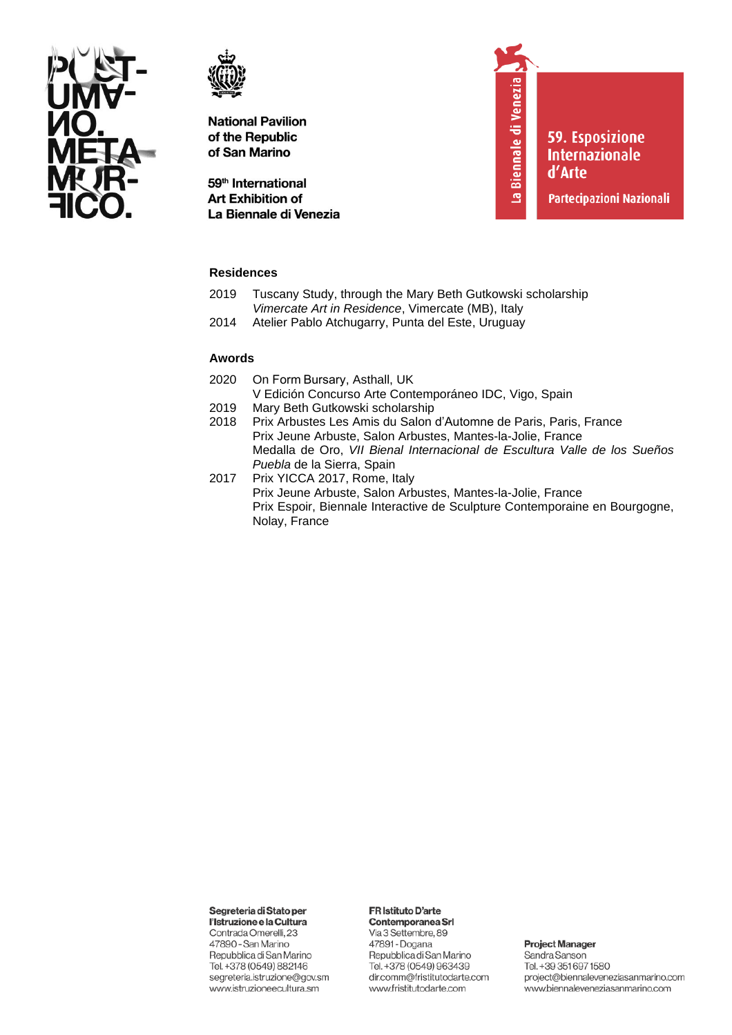### Residences

2019 Tuscany Study, through the Mary Beth Gutkowski scholarship
*Vimercate Art in Residence*, Vimercate (MB), Italy
2014 Atelier Pablo Atchugarry, Punta del Este, Uruguay

### Awords

2020 On Form Bursary, Asthall, UK
V Edición Concurso Arte Contemporáneo IDC, Vigo, Spain
2019 Mary Beth Gutkowski scholarship
2018 Prix Arbustes Les Amis du Salon d'Automne de Paris, Paris, France
Prix Jeune Arbuste, Salon Arbustes, Mantes-la-Jolie, France
Medalla de Oro, *VII Bienal Internacional de Escultura Valle de los Sueños Puebla* de la Sierra, Spain
2017 Prix YICCA 2017, Rome, Italy
Prix Jeune Arbuste, Salon Arbustes, Mantes-la-Jolie, France
Prix Espoir, Biennale Interactive de Sculpture Contemporaine en Bourgogne, Nolay, France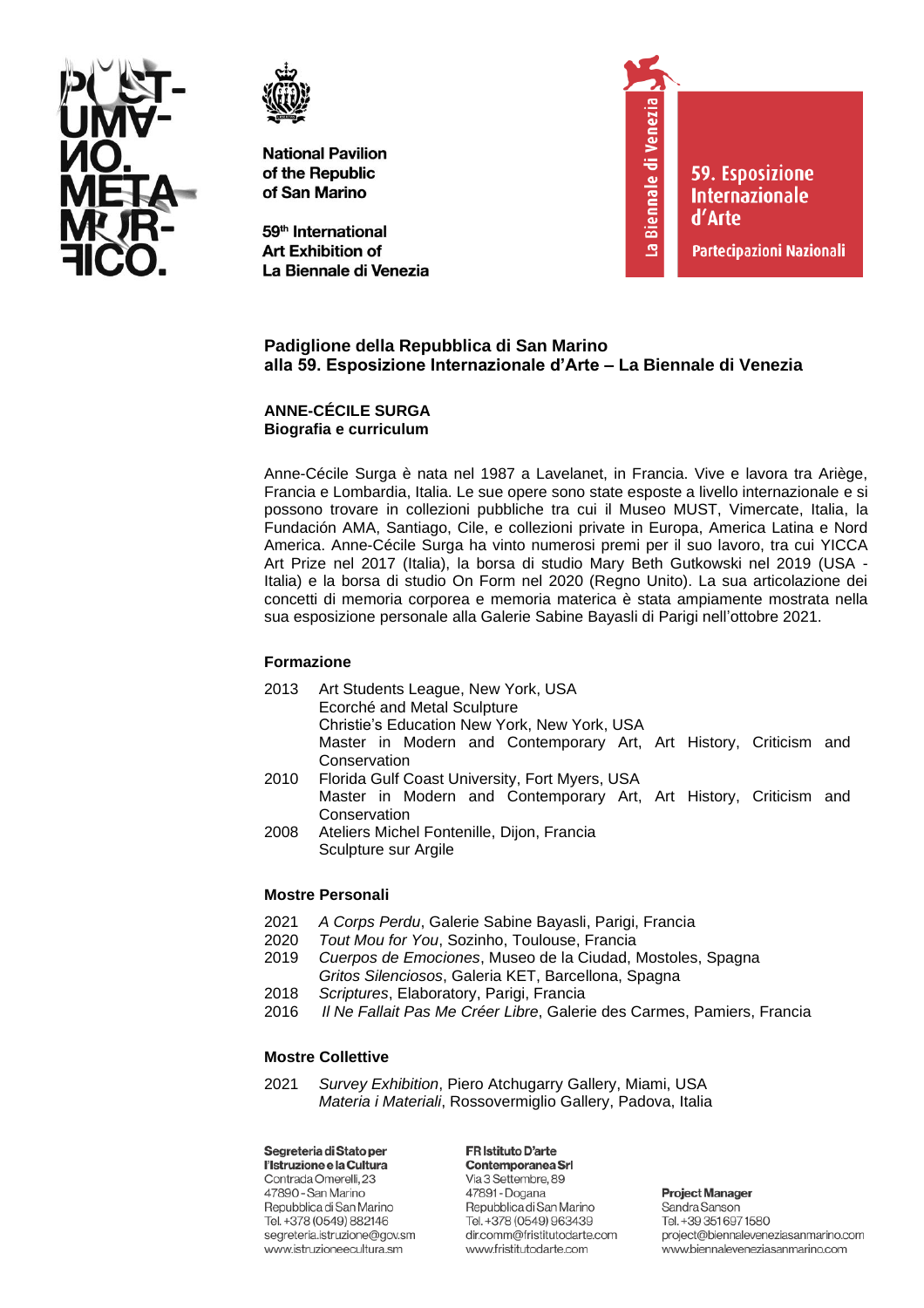National Pavilion of the Republic of San Marino

59th International Art Exhibition of La Biennale di Venezia

## Padiglione della Repubblica di San Marino alla 59. Esposizione Internazionale d'Arte – La Biennale di Venezia

### ANNE-CÉCILE SURGA
**Biografia e curriculum**

Anne-Cécile Surga è nata nel 1987 a Lavelanet, in Francia. Vive e lavora tra Ariège, Francia e Lombardia, Italia. Le sue opere sono state esposte a livello internazionale e si possono trovare in collezioni pubbliche tra cui il Museo MUST, Vimercate, Italia, la Fundación AMA, Santiago, Cile, e collezioni private in Europa, America Latina e Nord America. Anne-Cécile Surga ha vinto numerosi premi per il suo lavoro, tra cui YICCA Art Prize nel 2017 (Italia), la borsa di studio Mary Beth Gutkowski nel 2019 (USA - Italia) e la borsa di studio On Form nel 2020 (Regno Unito). La sua articolazione dei concetti di memoria corporea e memoria materica è stata ampiamente mostrata nella sua esposizione personale alla Galerie Sabine Bayasli di Parigi nell'ottobre 2021.

### Formazione

2013 Art Students League, New York, USA
Ecorché and Metal Sculpture
Christie's Education New York, New York, USA
Master in Modern and Contemporary Art, Art History, Criticism and Conservation

2010 Florida Gulf Coast University, Fort Myers, USA
Master in Modern and Contemporary Art, Art History, Criticism and Conservation

2008 Ateliers Michel Fontenille, Dijon, Francia
Sculpture sur Argile

### Mostre Personali

2021 *A Corps Perdu*, Galerie Sabine Bayasli, Parigi, Francia
2020 *Tout Mou for You*, Sozinho, Toulouse, Francia
2019 *Cuerpos de Emociones*, Museo de la Ciudad, Mostoles, Spagna
*Gritos Silenciosos*, Galeria KET, Barcellona, Spagna
2018 *Scriptures*, Elaboratory, Parigi, Francia
2016 *Il Ne Fallait Pas Me Créer Libre*, Galerie des Carmes, Pamiers, Francia

### Mostre Collettive

2021 *Survey Exhibition*, Piero Atchugarry Gallery, Miami, USA
*Materia i Materiali*, Rossovermiglio Gallery, Padova, Italia

**Segreteria di Stato per l'Istruzione e la Cultura**
Contrada Omerelli, 23
47890 - San Marino
Repubblica di San Marino
Tel. +378 (0549) 882146
segreteria.istruzione@gov.sm
www.istruzioneecultura.sm

**FR Istituto D'arte Contemporanea Srl**
Via 3 Settembre, 89
47891 - Dogana
Repubblica di San Marino
Tel. +378 (0549) 963439
dir.comm@fristitutodarte.com
www.fristitutodarte.com

**Project Manager**
Sandra Sanson
Tel. +39 351 697 1580
project@biennaleveneziasanmarino.com
www.biennaleveneziasanmarino.com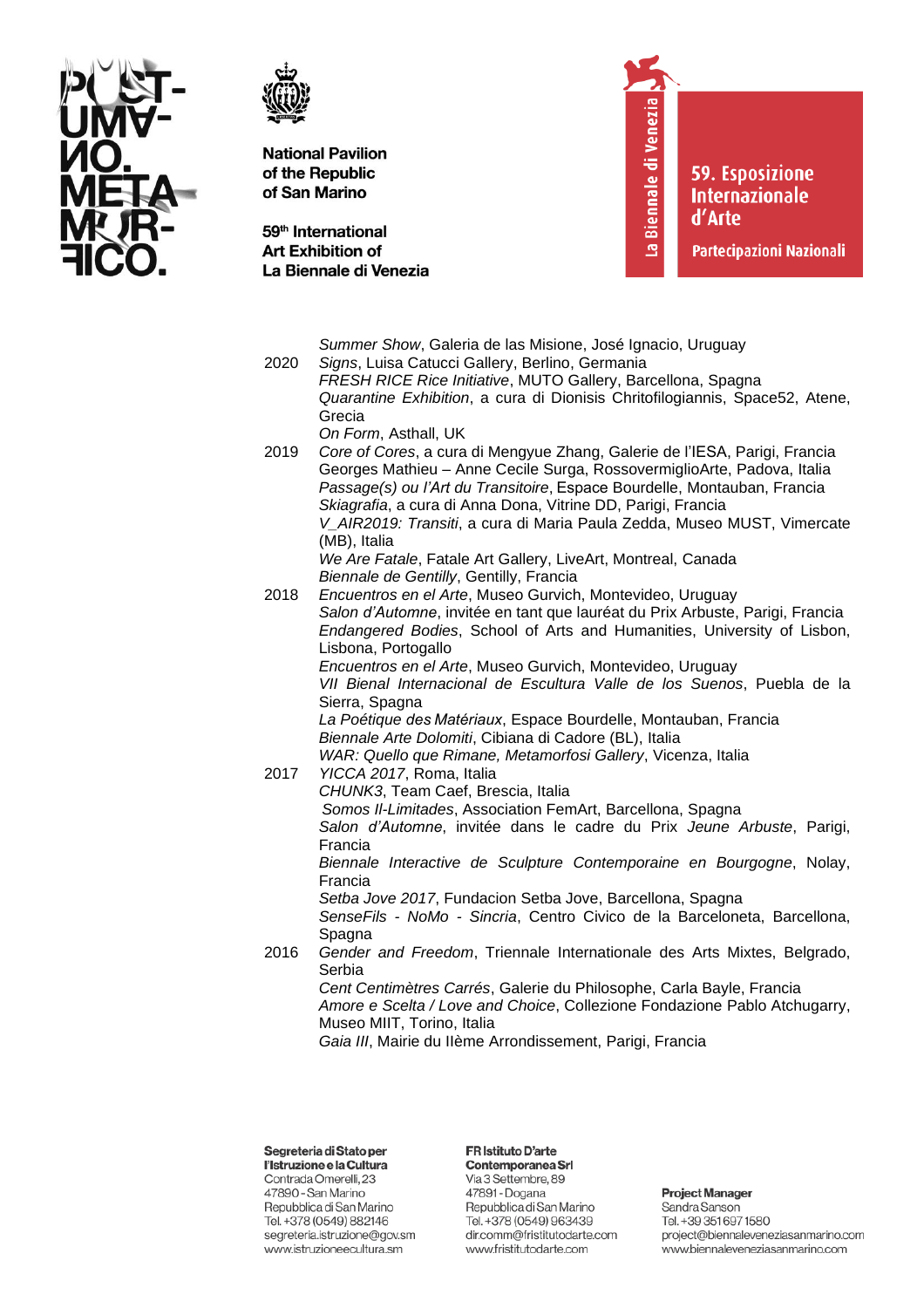*Summer Show*, Galeria de las Misione, José Ignacio, Uruguay

2020 *Signs*, Luisa Catucci Gallery, Berlino, Germania
*FRESH RICE Rice Initiative*, MUTO Gallery, Barcellona, Spagna
*Quarantine Exhibition*, a cura di Dionisis Chritofilogiannis, Space52, Atene, Grecia
*On Form*, Asthall, UK

2019 *Core of Cores*, a cura di Mengyue Zhang, Galerie de l'IESA, Parigi, Francia
Georges Mathieu – Anne Cecile Surga, RossovermiglioArte, Padova, Italia
*Passage(s) ou l'Art du Transitoire*, Espace Bourdelle, Montauban, Francia
*Skiagrafia*, a cura di Anna Dona, Vitrine DD, Parigi, Francia
*V_AIR2019: Transiti*, a cura di Maria Paula Zedda, Museo MUST, Vimercate (MB), Italia
*We Are Fatale*, Fatale Art Gallery, LiveArt, Montreal, Canada
*Biennale de Gentilly*, Gentilly, Francia

2018 *Encuentros en el Arte*, Museo Gurvich, Montevideo, Uruguay
*Salon d'Automne*, invitée en tant que lauréat du Prix Arbuste, Parigi, Francia
*Endangered Bodies*, School of Arts and Humanities, University of Lisbon, Lisbona, Portogallo
*Encuentros en el Arte*, Museo Gurvich, Montevideo, Uruguay
*VII Bienal Internacional de Escultura Valle de los Suenos*, Puebla de la Sierra, Spagna
*La Poétique des Matériaux*, Espace Bourdelle, Montauban, Francia
*Biennale Arte Dolomiti*, Cibiana di Cadore (BL), Italia
*WAR: Quello que Rimane, Metamorfosi Gallery*, Vicenza, Italia

2017 *YICCA 2017*, Roma, Italia
*CHUNK3*, Team Caef, Brescia, Italia
*Somos Il-Limitades*, Association FemArt, Barcellona, Spagna
*Salon d'Automne*, invitée dans le cadre du Prix *Jeune Arbuste*, Parigi, Francia
*Biennale Interactive de Sculpture Contemporaine en Bourgogne*, Nolay, Francia
*Setba Jove 2017*, Fundacion Setba Jove, Barcellona, Spagna
*SenseFils - NoMo - Sincria*, Centro Civico de la Barceloneta, Barcellona, Spagna

2016 *Gender and Freedom*, Triennale Internationale des Arts Mixtes, Belgrado, Serbia
*Cent Centimètres Carrés*, Galerie du Philosophe, Carla Bayle, Francia
*Amore e Scelta / Love and Choice*, Collezione Fondazione Pablo Atchugarry, Museo MIIT, Torino, Italia
*Gaia III*, Mairie du IIème Arrondissement, Parigi, Francia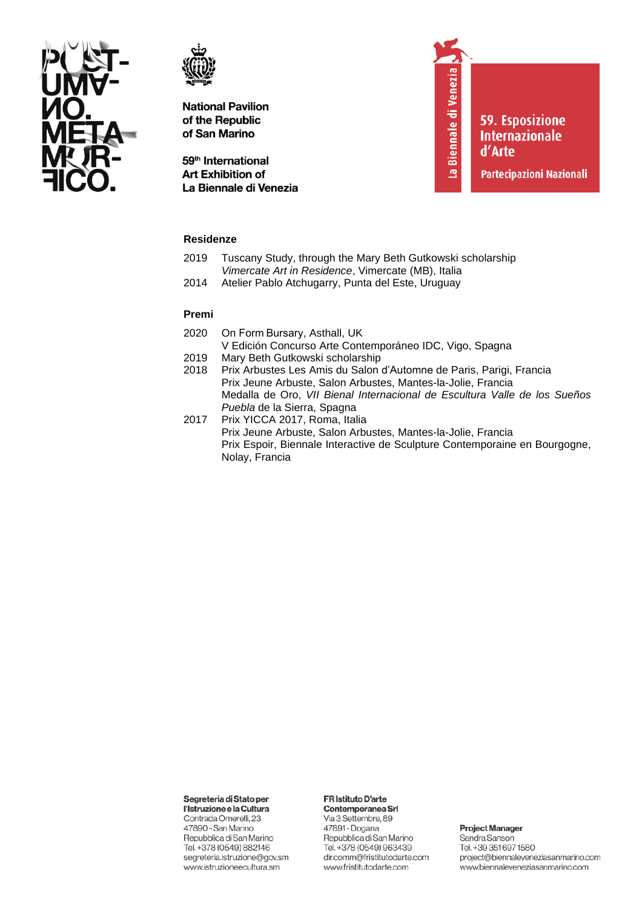### Residenze

2019 Tuscany Study, through the Mary Beth Gutkowski scholarship
*Vimercate Art in Residence*, Vimercate (MB), Italia
2014 Atelier Pablo Atchugarry, Punta del Este, Uruguay

### Premi

2020 On Form Bursary, Asthall, UK
V Edición Concurso Arte Contemporáneo IDC, Vigo, Spagna
2019 Mary Beth Gutkowski scholarship
2018 Prix Arbustes Les Amis du Salon d'Automne de Paris, Parigi, Francia
Prix Jeune Arbuste, Salon Arbustes, Mantes-la-Jolie, Francia
Medalla de Oro, *VII Bienal Internacional de Escultura Valle de los Sueños Puebla* de la Sierra, Spagna
2017 Prix YICCA 2017, Roma, Italia
Prix Jeune Arbuste, Salon Arbustes, Mantes-la-Jolie, Francia
Prix Espoir, Biennale Interactive de Sculpture Contemporaine en Bourgogne, Nolay, Francia